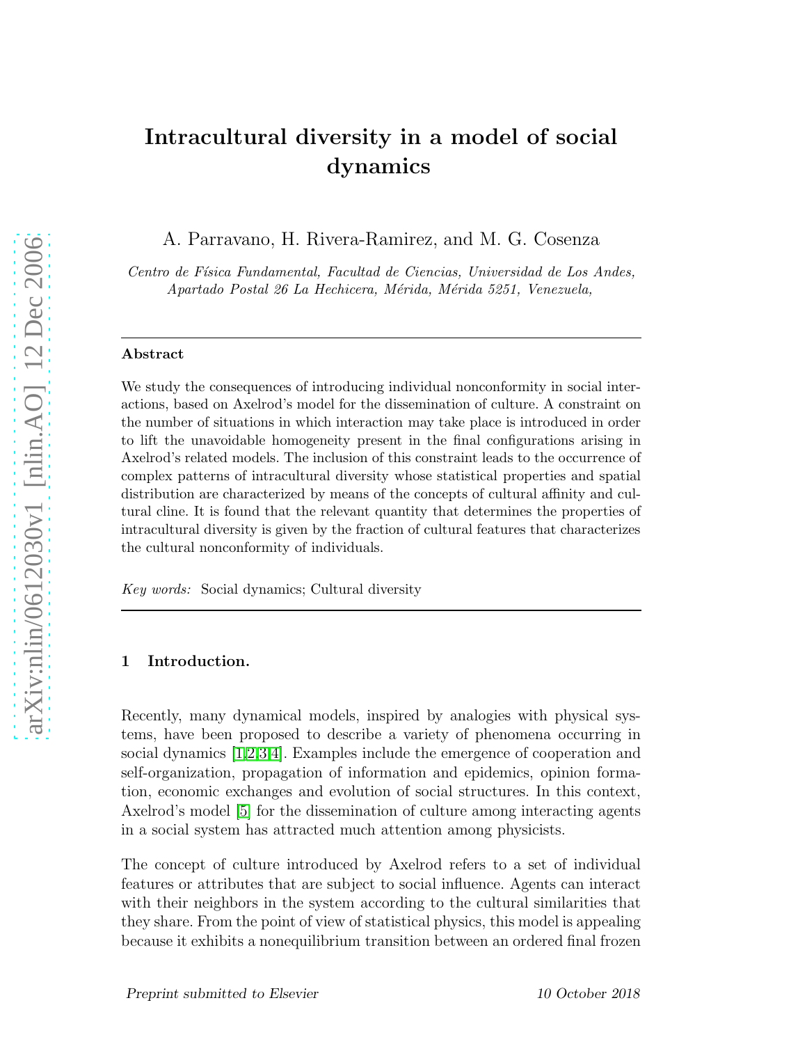# Intracultural diversity in a model of social dynamics

A. Parravano, H. Rivera-Ramirez, and M. G. Cosenza

*Centro de Física Fundamental, Facultad de Ciencias, Universidad de Los Andes, Apartado Postal 26 La Hechicera, Mérida, Mérida 5251, Venezuela,*

---

**Abstract**

We study the consequences of introducing individual nonconformity in social interactions, based on Axelrod's model for the dissemination of culture. A constraint on the number of situations in which interaction may take place is introduced in order to lift the unavoidable homogeneity present in the final configurations arising in Axelrod's related models. The inclusion of this constraint leads to the occurrence of complex patterns of intracultural diversity whose statistical properties and spatial distribution are characterized by means of the concepts of cultural affinity and cultural cline. It is found that the relevant quantity that determines the properties of intracultural diversity is given by the fraction of cultural features that characterizes the cultural nonconformity of individuals.

*Key words:* Social dynamics; Cultural diversity

---

## 1 Introduction.

Recently, many dynamical models, inspired by analogies with physical systems, have been proposed to describe a variety of phenomena occurring in social dynamics [1,2,3,4]. Examples include the emergence of cooperation and self-organization, propagation of information and epidemics, opinion formation, economic exchanges and evolution of social structures. In this context, Axelrod's model [5] for the dissemination of culture among interacting agents in a social system has attracted much attention among physicists.

The concept of culture introduced by Axelrod refers to a set of individual features or attributes that are subject to social influence. Agents can interact with their neighbors in the system according to the cultural similarities that they share. From the point of view of statistical physics, this model is appealing because it exhibits a nonequilibrium transition between an ordered final frozen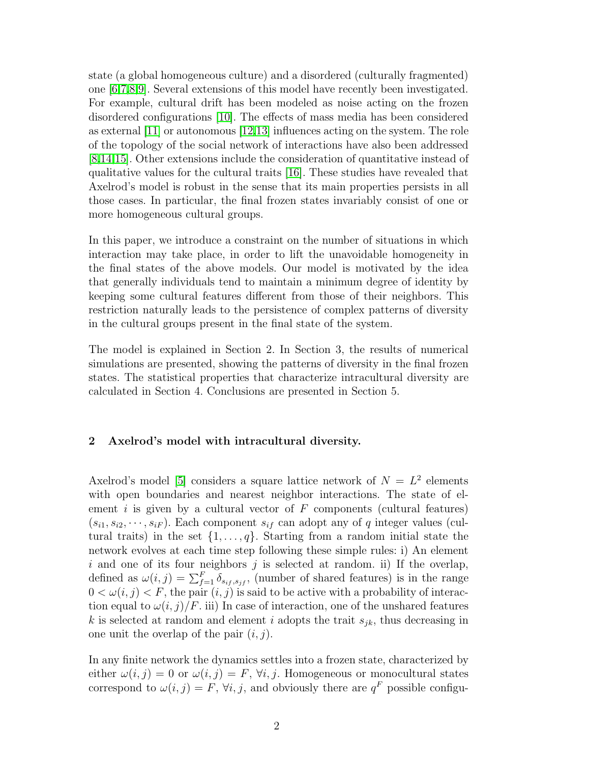state (a global homogeneous culture) and a disordered (culturally fragmented) one [6,7,8,9]. Several extensions of this model have recently been investigated. For example, cultural drift has been modeled as noise acting on the frozen disordered configurations [10]. The effects of mass media has been considered as external [11] or autonomous [12,13] influences acting on the system. The role of the topology of the social network of interactions have also been addressed [8,14,15]. Other extensions include the consideration of quantitative instead of qualitative values for the cultural traits [16]. These studies have revealed that Axelrod's model is robust in the sense that its main properties persists in all those cases. In particular, the final frozen states invariably consist of one or more homogeneous cultural groups.

In this paper, we introduce a constraint on the number of situations in which interaction may take place, in order to lift the unavoidable homogeneity in the final states of the above models. Our model is motivated by the idea that generally individuals tend to maintain a minimum degree of identity by keeping some cultural features different from those of their neighbors. This restriction naturally leads to the persistence of complex patterns of diversity in the cultural groups present in the final state of the system.

The model is explained in Section 2. In Section 3, the results of numerical simulations are presented, showing the patterns of diversity in the final frozen states. The statistical properties that characterize intracultural diversity are calculated in Section 4. Conclusions are presented in Section 5.

## 2 Axelrod's model with intracultural diversity.

Axelrod's model [5] considers a square lattice network of $N = L^2$ elements with open boundaries and nearest neighbor interactions. The state of element $i$ is given by a cultural vector of $F$ components (cultural features) $(s_{i1}, s_{i2}, \cdots, s_{iF})$. Each component $s_{if}$ can adopt any of $q$ integer values (cultural traits) in the set $\{1, \ldots, q\}$. Starting from a random initial state the network evolves at each time step following these simple rules: i) An element $i$ and one of its four neighbors $j$ is selected at random. ii) If the overlap, defined as $\omega(i,j) = \sum_{f=1}^{F} \delta_{s_{if},s_{jf}}$, (number of shared features) is in the range $0 < \omega(i,j) < F$, the pair $(i,j)$ is said to be active with a probability of interaction equal to $\omega(i,j)/F$. iii) In case of interaction, one of the unshared features $k$ is selected at random and element $i$ adopts the trait $s_{jk}$, thus decreasing in one unit the overlap of the pair $(i,j)$.

In any finite network the dynamics settles into a frozen state, characterized by either $\omega(i,j) = 0$ or $\omega(i,j) = F$, $\forall i,j$. Homogeneous or monocultural states correspond to $\omega(i,j) = F$, $\forall i,j$, and obviously there are $q^F$ possible configu-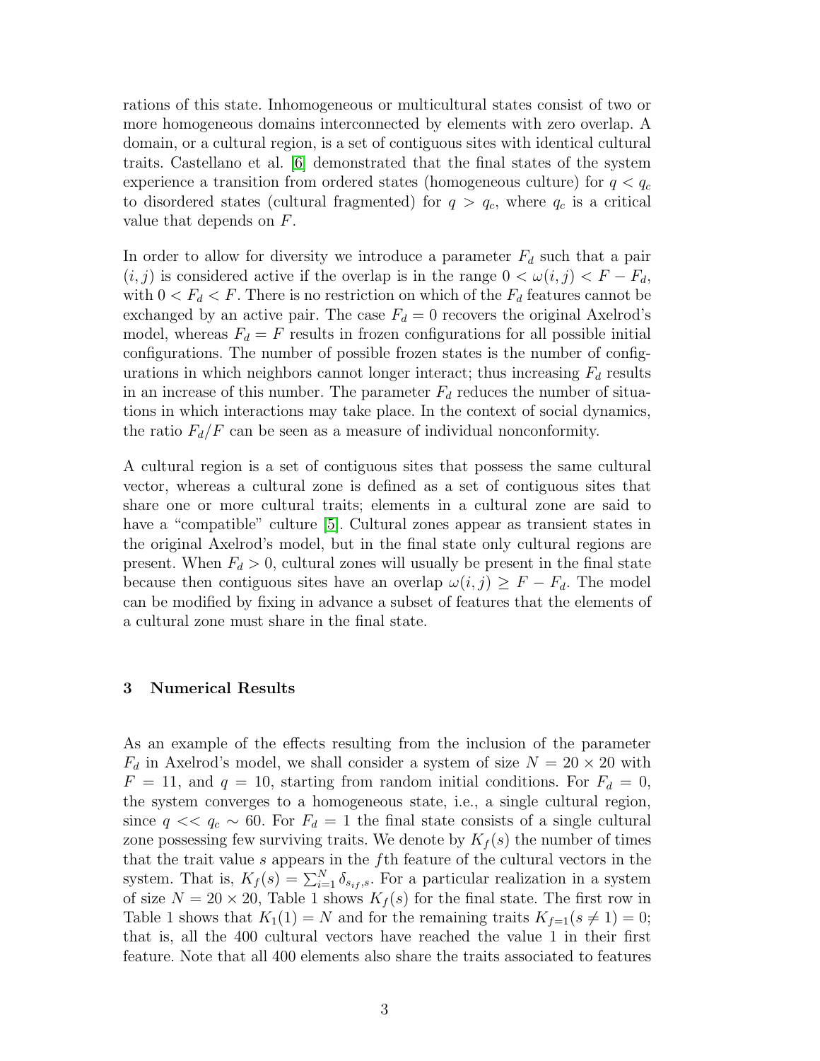rations of this state. Inhomogeneous or multicultural states consist of two or more homogeneous domains interconnected by elements with zero overlap. A domain, or a cultural region, is a set of contiguous sites with identical cultural traits. Castellano et al. [6] demonstrated that the final states of the system experience a transition from ordered states (homogeneous culture) for $q < q_c$ to disordered states (cultural fragmented) for $q > q_c$, where $q_c$ is a critical value that depends on $F$.

In order to allow for diversity we introduce a parameter $F_d$ such that a pair $(i, j)$ is considered active if the overlap is in the range $0 < \omega(i, j) < F - F_d$, with $0 < F_d < F$. There is no restriction on which of the $F_d$ features cannot be exchanged by an active pair. The case $F_d = 0$ recovers the original Axelrod's model, whereas $F_d = F$ results in frozen configurations for all possible initial configurations. The number of possible frozen states is the number of configurations in which neighbors cannot longer interact; thus increasing $F_d$ results in an increase of this number. The parameter $F_d$ reduces the number of situations in which interactions may take place. In the context of social dynamics, the ratio $F_d/F$ can be seen as a measure of individual nonconformity.

A cultural region is a set of contiguous sites that possess the same cultural vector, whereas a cultural zone is defined as a set of contiguous sites that share one or more cultural traits; elements in a cultural zone are said to have a "compatible" culture [5]. Cultural zones appear as transient states in the original Axelrod's model, but in the final state only cultural regions are present. When $F_d > 0$, cultural zones will usually be present in the final state because then contiguous sites have an overlap $\omega(i, j) \geq F - F_d$. The model can be modified by fixing in advance a subset of features that the elements of a cultural zone must share in the final state.

## 3 Numerical Results

As an example of the effects resulting from the inclusion of the parameter $F_d$ in Axelrod's model, we shall consider a system of size $N = 20 \times 20$ with $F = 11$, and $q = 10$, starting from random initial conditions. For $F_d = 0$, the system converges to a homogeneous state, i.e., a single cultural region, since $q << q_c \sim 60$. For $F_d = 1$ the final state consists of a single cultural zone possessing few surviving traits. We denote by $K_f(s)$ the number of times that the trait value $s$ appears in the $f$th feature of the cultural vectors in the system. That is, $K_f(s) = \sum_{i=1}^{N} \delta_{s_{if},s}$. For a particular realization in a system of size $N = 20 \times 20$, Table 1 shows $K_f(s)$ for the final state. The first row in Table 1 shows that $K_1(1) = N$ and for the remaining traits $K_{f=1}(s \neq 1) = 0$; that is, all the 400 cultural vectors have reached the value 1 in their first feature. Note that all 400 elements also share the traits associated to features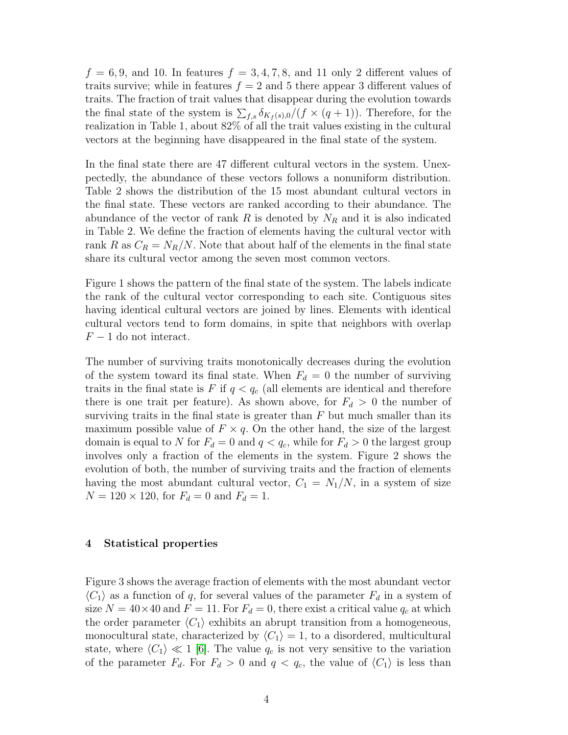$f = 6, 9$, and 10. In features $f = 3, 4, 7, 8$, and 11 only 2 different values of traits survive; while in features $f = 2$ and 5 there appear 3 different values of traits. The fraction of trait values that disappear during the evolution towards the final state of the system is $\sum_{f,s} \delta_{K_f(s),0}/(f \times (q+1))$. Therefore, for the realization in Table 1, about 82% of all the trait values existing in the cultural vectors at the beginning have disappeared in the final state of the system.

In the final state there are 47 different cultural vectors in the system. Unexpectedly, the abundance of these vectors follows a nonuniform distribution. Table 2 shows the distribution of the 15 most abundant cultural vectors in the final state. These vectors are ranked according to their abundance. The abundance of the vector of rank $R$ is denoted by $N_R$ and it is also indicated in Table 2. We define the fraction of elements having the cultural vector with rank $R$ as $C_R = N_R/N$. Note that about half of the elements in the final state share its cultural vector among the seven most common vectors.

Figure 1 shows the pattern of the final state of the system. The labels indicate the rank of the cultural vector corresponding to each site. Contiguous sites having identical cultural vectors are joined by lines. Elements with identical cultural vectors tend to form domains, in spite that neighbors with overlap $F - 1$ do not interact.

The number of surviving traits monotonically decreases during the evolution of the system toward its final state. When $F_d = 0$ the number of surviving traits in the final state is $F$ if $q < q_c$ (all elements are identical and therefore there is one trait per feature). As shown above, for $F_d > 0$ the number of surviving traits in the final state is greater than $F$ but much smaller than its maximum possible value of $F \times q$. On the other hand, the size of the largest domain is equal to $N$ for $F_d = 0$ and $q < q_c$, while for $F_d > 0$ the largest group involves only a fraction of the elements in the system. Figure 2 shows the evolution of both, the number of surviving traits and the fraction of elements having the most abundant cultural vector, $C_1 = N_1/N$, in a system of size $N = 120 \times 120$, for $F_d = 0$ and $F_d = 1$.

## 4 Statistical properties

Figure 3 shows the average fraction of elements with the most abundant vector $\langle C_1 \rangle$ as a function of $q$, for several values of the parameter $F_d$ in a system of size $N = 40 \times 40$ and $F = 11$. For $F_d = 0$, there exist a critical value $q_c$ at which the order parameter $\langle C_1 \rangle$ exhibits an abrupt transition from a homogeneous, monocultural state, characterized by $\langle C_1 \rangle = 1$, to a disordered, multicultural state, where $\langle C_1 \rangle \ll 1$ [6]. The value $q_c$ is not very sensitive to the variation of the parameter $F_d$. For $F_d > 0$ and $q < q_c$, the value of $\langle C_1 \rangle$ is less than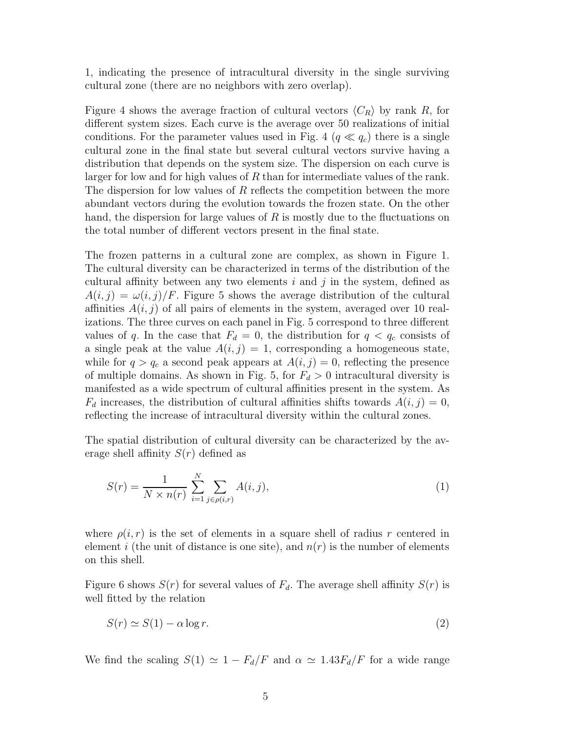1, indicating the presence of intracultural diversity in the single surviving cultural zone (there are no neighbors with zero overlap).

Figure 4 shows the average fraction of cultural vectors $\langle C_R \rangle$ by rank $R$, for different system sizes. Each curve is the average over 50 realizations of initial conditions. For the parameter values used in Fig. 4 ($q \ll q_c$) there is a single cultural zone in the final state but several cultural vectors survive having a distribution that depends on the system size. The dispersion on each curve is larger for low and for high values of $R$ than for intermediate values of the rank. The dispersion for low values of $R$ reflects the competition between the more abundant vectors during the evolution towards the frozen state. On the other hand, the dispersion for large values of $R$ is mostly due to the fluctuations on the total number of different vectors present in the final state.

The frozen patterns in a cultural zone are complex, as shown in Figure 1. The cultural diversity can be characterized in terms of the distribution of the cultural affinity between any two elements $i$ and $j$ in the system, defined as $A(i,j) = \omega(i,j)/F$. Figure 5 shows the average distribution of the cultural affinities $A(i,j)$ of all pairs of elements in the system, averaged over 10 realizations. The three curves on each panel in Fig. 5 correspond to three different values of $q$. In the case that $F_d = 0$, the distribution for $q < q_c$ consists of a single peak at the value $A(i,j) = 1$, corresponding a homogeneous state, while for $q > q_c$ a second peak appears at $A(i,j) = 0$, reflecting the presence of multiple domains. As shown in Fig. 5, for $F_d > 0$ intracultural diversity is manifested as a wide spectrum of cultural affinities present in the system. As $F_d$ increases, the distribution of cultural affinities shifts towards $A(i,j) = 0$, reflecting the increase of intracultural diversity within the cultural zones.

The spatial distribution of cultural diversity can be characterized by the average shell affinity $S(r)$ defined as

$$S(r) = \frac{1}{N \times n(r)} \sum_{i=1}^{N} \sum_{j \in \rho(i,r)} A(i,j), \tag{1}$$

where $\rho(i,r)$ is the set of elements in a square shell of radius $r$ centered in element $i$ (the unit of distance is one site), and $n(r)$ is the number of elements on this shell.

Figure 6 shows $S(r)$ for several values of $F_d$. The average shell affinity $S(r)$ is well fitted by the relation

$$S(r) \simeq S(1) - \alpha \log r. \tag{2}$$

We find the scaling $S(1) \simeq 1 - F_d/F$ and $\alpha \simeq 1.43 F_d/F$ for a wide range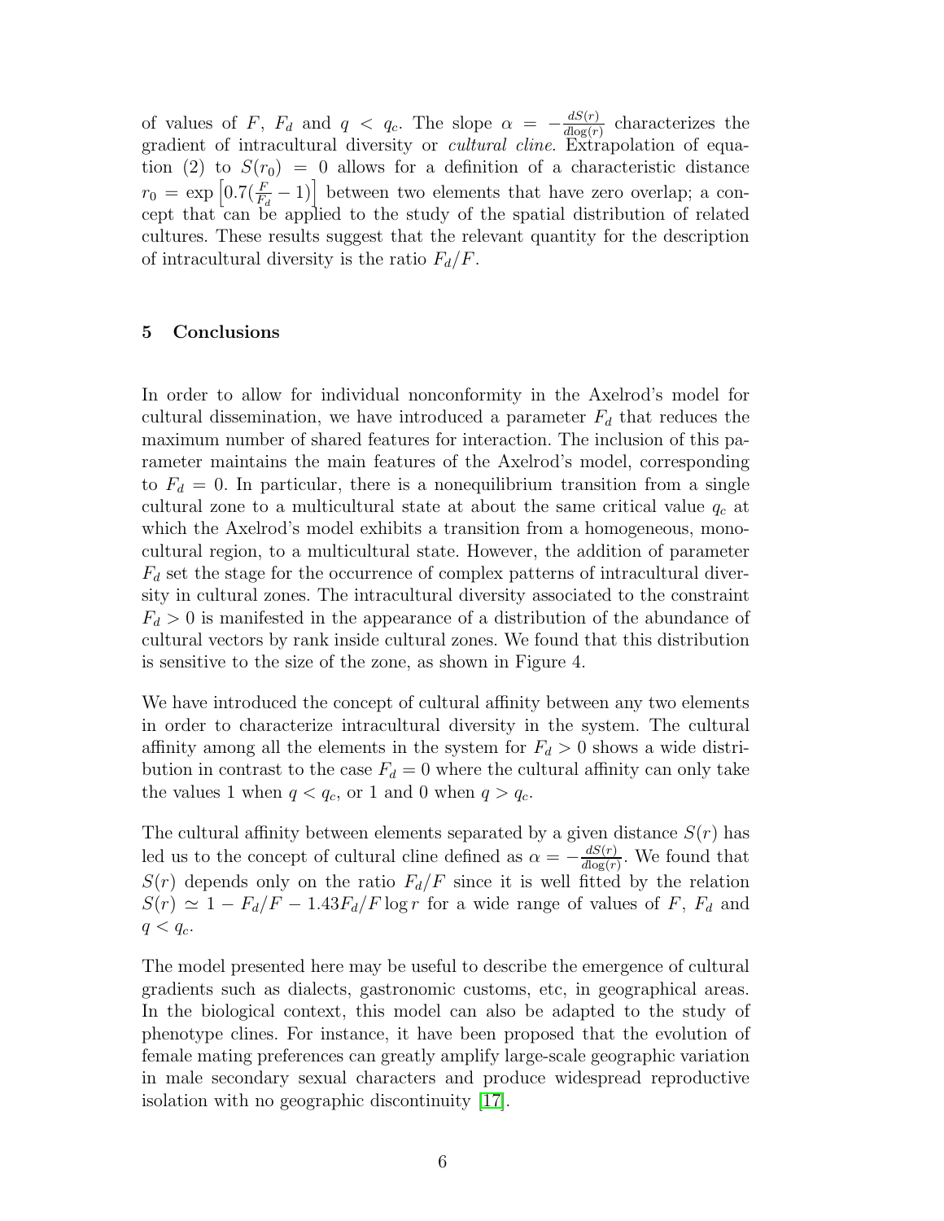of values of $F$, $F_d$ and $q < q_c$. The slope $\alpha = -\frac{dS(r)}{d\log(r)}$ characterizes the gradient of intracultural diversity or *cultural cline*. Extrapolation of equation (2) to $S(r_0) = 0$ allows for a definition of a characteristic distance $r_0 = \exp\left[0.7(\frac{F}{F_d} - 1)\right]$ between two elements that have zero overlap; a concept that can be applied to the study of the spatial distribution of related cultures. These results suggest that the relevant quantity for the description of intracultural diversity is the ratio $F_d/F$.

## 5 Conclusions

In order to allow for individual nonconformity in the Axelrod's model for cultural dissemination, we have introduced a parameter $F_d$ that reduces the maximum number of shared features for interaction. The inclusion of this parameter maintains the main features of the Axelrod's model, corresponding to $F_d = 0$. In particular, there is a nonequilibrium transition from a single cultural zone to a multicultural state at about the same critical value $q_c$ at which the Axelrod's model exhibits a transition from a homogeneous, monocultural region, to a multicultural state. However, the addition of parameter $F_d$ set the stage for the occurrence of complex patterns of intracultural diversity in cultural zones. The intracultural diversity associated to the constraint $F_d > 0$ is manifested in the appearance of a distribution of the abundance of cultural vectors by rank inside cultural zones. We found that this distribution is sensitive to the size of the zone, as shown in Figure 4.

We have introduced the concept of cultural affinity between any two elements in order to characterize intracultural diversity in the system. The cultural affinity among all the elements in the system for $F_d > 0$ shows a wide distribution in contrast to the case $F_d = 0$ where the cultural affinity can only take the values 1 when $q < q_c$, or 1 and 0 when $q > q_c$.

The cultural affinity between elements separated by a given distance $S(r)$ has led us to the concept of cultural cline defined as $\alpha = -\frac{dS(r)}{d\log(r)}$. We found that $S(r)$ depends only on the ratio $F_d/F$ since it is well fitted by the relation $S(r) \simeq 1 - F_d/F - 1.43F_d/F \log r$ for a wide range of values of $F$, $F_d$ and $q < q_c$.

The model presented here may be useful to describe the emergence of cultural gradients such as dialects, gastronomic customs, etc, in geographical areas. In the biological context, this model can also be adapted to the study of phenotype clines. For instance, it have been proposed that the evolution of female mating preferences can greatly amplify large-scale geographic variation in male secondary sexual characters and produce widespread reproductive isolation with no geographic discontinuity [17].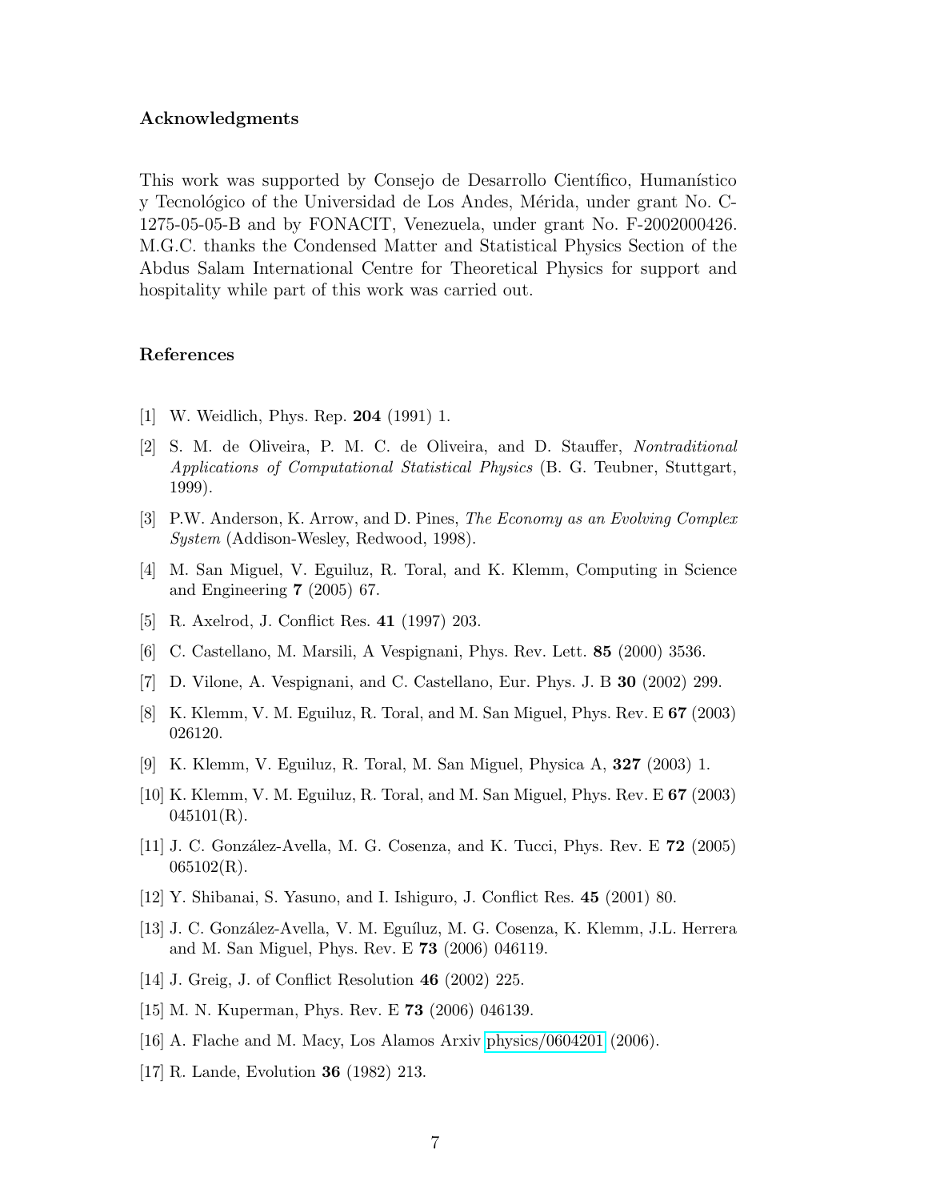## Acknowledgments

This work was supported by Consejo de Desarrollo Científico, Humanístico y Tecnológico of the Universidad de Los Andes, Mérida, under grant No. C-1275-05-05-B and by FONACIT, Venezuela, under grant No. F-2002000426. M.G.C. thanks the Condensed Matter and Statistical Physics Section of the Abdus Salam International Centre for Theoretical Physics for support and hospitality while part of this work was carried out.

## References

[1] W. Weidlich, Phys. Rep. **204** (1991) 1.

[2] S. M. de Oliveira, P. M. C. de Oliveira, and D. Stauffer, *Nontraditional Applications of Computational Statistical Physics* (B. G. Teubner, Stuttgart, 1999).

[3] P.W. Anderson, K. Arrow, and D. Pines, *The Economy as an Evolving Complex System* (Addison-Wesley, Redwood, 1998).

[4] M. San Miguel, V. Eguiluz, R. Toral, and K. Klemm, Computing in Science and Engineering **7** (2005) 67.

[5] R. Axelrod, J. Conflict Res. **41** (1997) 203.

[6] C. Castellano, M. Marsili, A Vespignani, Phys. Rev. Lett. **85** (2000) 3536.

[7] D. Vilone, A. Vespignani, and C. Castellano, Eur. Phys. J. B **30** (2002) 299.

[8] K. Klemm, V. M. Eguiluz, R. Toral, and M. San Miguel, Phys. Rev. E **67** (2003) 026120.

[9] K. Klemm, V. Eguiluz, R. Toral, M. San Miguel, Physica A, **327** (2003) 1.

[10] K. Klemm, V. M. Eguiluz, R. Toral, and M. San Miguel, Phys. Rev. E **67** (2003) 045101(R).

[11] J. C. González-Avella, M. G. Cosenza, and K. Tucci, Phys. Rev. E **72** (2005) 065102(R).

[12] Y. Shibanai, S. Yasuno, and I. Ishiguro, J. Conflict Res. **45** (2001) 80.

[13] J. C. González-Avella, V. M. Eguíluz, M. G. Cosenza, K. Klemm, J.L. Herrera and M. San Miguel, Phys. Rev. E **73** (2006) 046119.

[14] J. Greig, J. of Conflict Resolution **46** (2002) 225.

[15] M. N. Kuperman, Phys. Rev. E **73** (2006) 046139.

[16] A. Flache and M. Macy, Los Alamos Arxiv physics/0604201 (2006).

[17] R. Lande, Evolution **36** (1982) 213.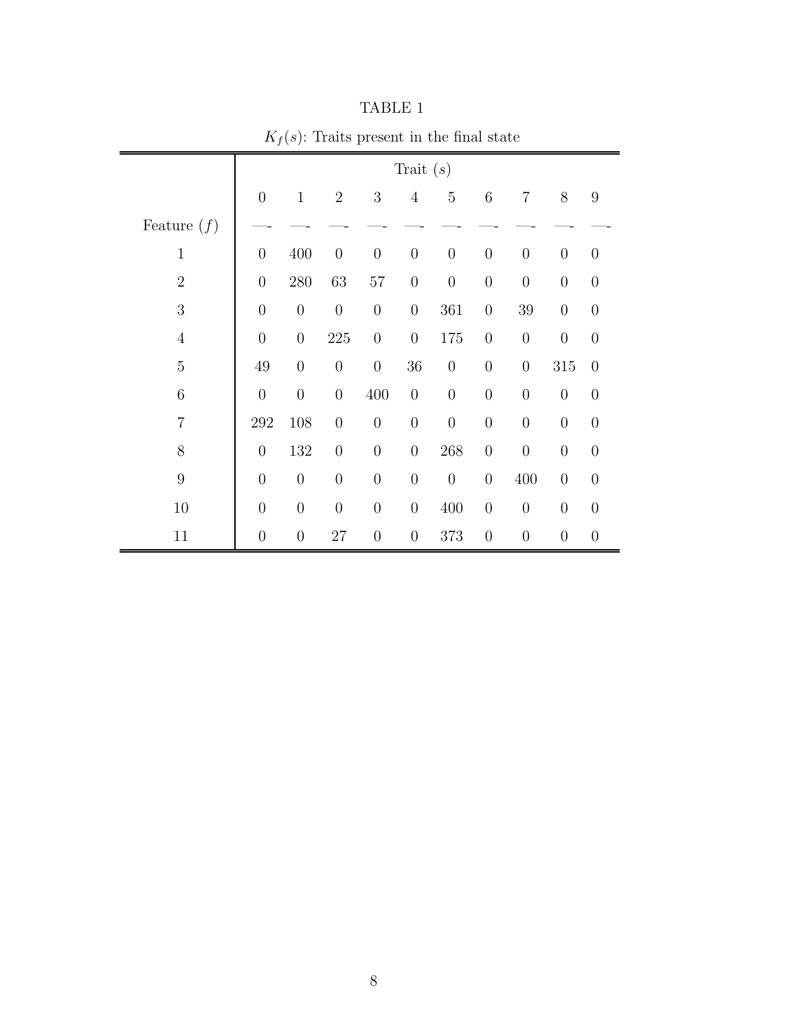TABLE 1

$K_f(s)$: Traits present in the final state

| | Trait ($s$) | | | | | | | | | |
|---|---|---|---|---|---|---|---|---|---|---|
| | 0 | 1 | 2 | 3 | 4 | 5 | 6 | 7 | 8 | 9 |
| Feature ($f$) | | | | | | | | | | |
| 1 | 0 | 400 | 0 | 0 | 0 | 0 | 0 | 0 | 0 | 0 |
| 2 | 0 | 280 | 63 | 57 | 0 | 0 | 0 | 0 | 0 | 0 |
| 3 | 0 | 0 | 0 | 0 | 0 | 361 | 0 | 39 | 0 | 0 |
| 4 | 0 | 0 | 225 | 0 | 0 | 175 | 0 | 0 | 0 | 0 |
| 5 | 49 | 0 | 0 | 0 | 36 | 0 | 0 | 0 | 315 | 0 |
| 6 | 0 | 0 | 0 | 400 | 0 | 0 | 0 | 0 | 0 | 0 |
| 7 | 292 | 108 | 0 | 0 | 0 | 0 | 0 | 0 | 0 | 0 |
| 8 | 0 | 132 | 0 | 0 | 0 | 268 | 0 | 0 | 0 | 0 |
| 9 | 0 | 0 | 0 | 0 | 0 | 0 | 0 | 400 | 0 | 0 |
| 10 | 0 | 0 | 0 | 0 | 0 | 400 | 0 | 0 | 0 | 0 |
| 11 | 0 | 0 | 27 | 0 | 0 | 373 | 0 | 0 | 0 | 0 |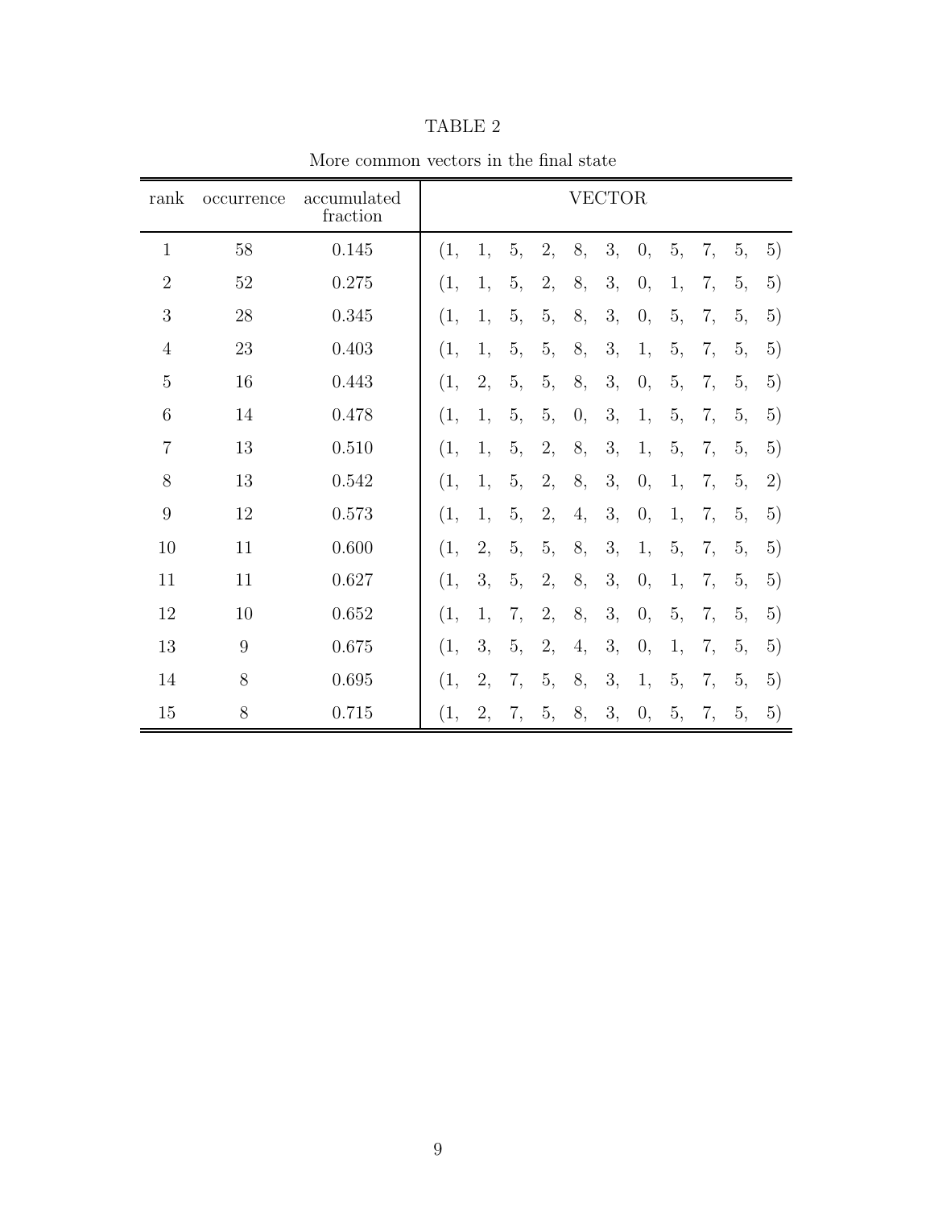TABLE 2

More common vectors in the final state

| rank | occurrence | accumulated fraction | VECTOR |
|---|---|---|---|
| 1 | 58 | 0.145 | (1, 1, 5, 2, 8, 3, 0, 5, 7, 5, 5) |
| 2 | 52 | 0.275 | (1, 1, 5, 2, 8, 3, 0, 1, 7, 5, 5) |
| 3 | 28 | 0.345 | (1, 1, 5, 5, 8, 3, 0, 5, 7, 5, 5) |
| 4 | 23 | 0.403 | (1, 1, 5, 5, 8, 3, 1, 5, 7, 5, 5) |
| 5 | 16 | 0.443 | (1, 2, 5, 5, 8, 3, 0, 5, 7, 5, 5) |
| 6 | 14 | 0.478 | (1, 1, 5, 5, 0, 3, 1, 5, 7, 5, 5) |
| 7 | 13 | 0.510 | (1, 1, 5, 2, 8, 3, 1, 5, 7, 5, 5) |
| 8 | 13 | 0.542 | (1, 1, 5, 2, 8, 3, 0, 1, 7, 5, 2) |
| 9 | 12 | 0.573 | (1, 1, 5, 2, 4, 3, 0, 1, 7, 5, 5) |
| 10 | 11 | 0.600 | (1, 2, 5, 5, 8, 3, 1, 5, 7, 5, 5) |
| 11 | 11 | 0.627 | (1, 3, 5, 2, 8, 3, 0, 1, 7, 5, 5) |
| 12 | 10 | 0.652 | (1, 1, 7, 2, 8, 3, 0, 5, 7, 5, 5) |
| 13 | 9 | 0.675 | (1, 3, 5, 2, 4, 3, 0, 1, 7, 5, 5) |
| 14 | 8 | 0.695 | (1, 2, 7, 5, 8, 3, 1, 5, 7, 5, 5) |
| 15 | 8 | 0.715 | (1, 2, 7, 5, 8, 3, 0, 5, 7, 5, 5) |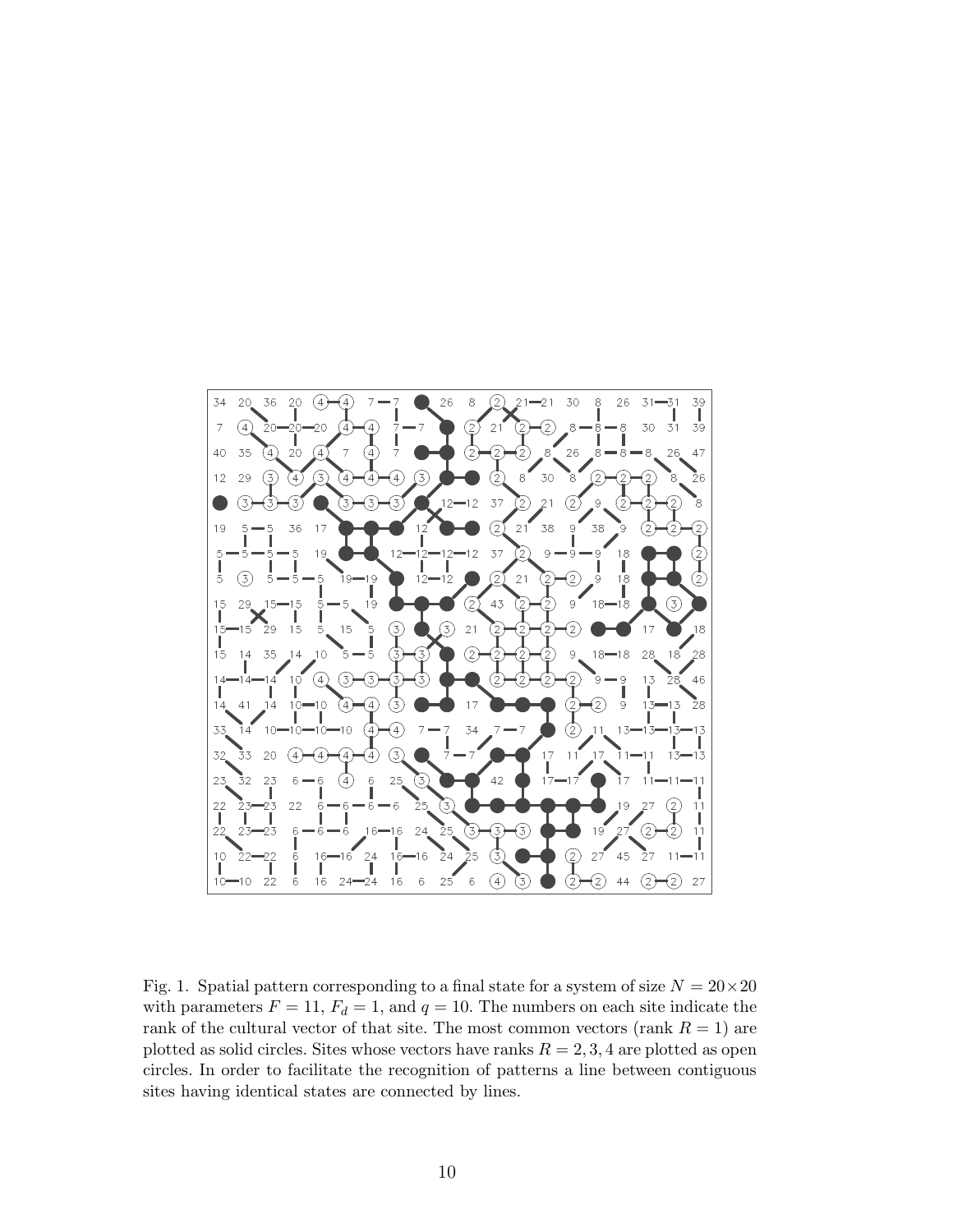Fig. 1. Spatial pattern corresponding to a final state for a system of size $N = 20\times 20$ with parameters $F = 11$, $F_d = 1$, and $q = 10$. The numbers on each site indicate the rank of the cultural vector of that site. The most common vectors (rank $R = 1$) are plotted as solid circles. Sites whose vectors have ranks $R = 2, 3, 4$ are plotted as open circles. In order to facilitate the recognition of patterns a line between contiguous sites having identical states are connected by lines.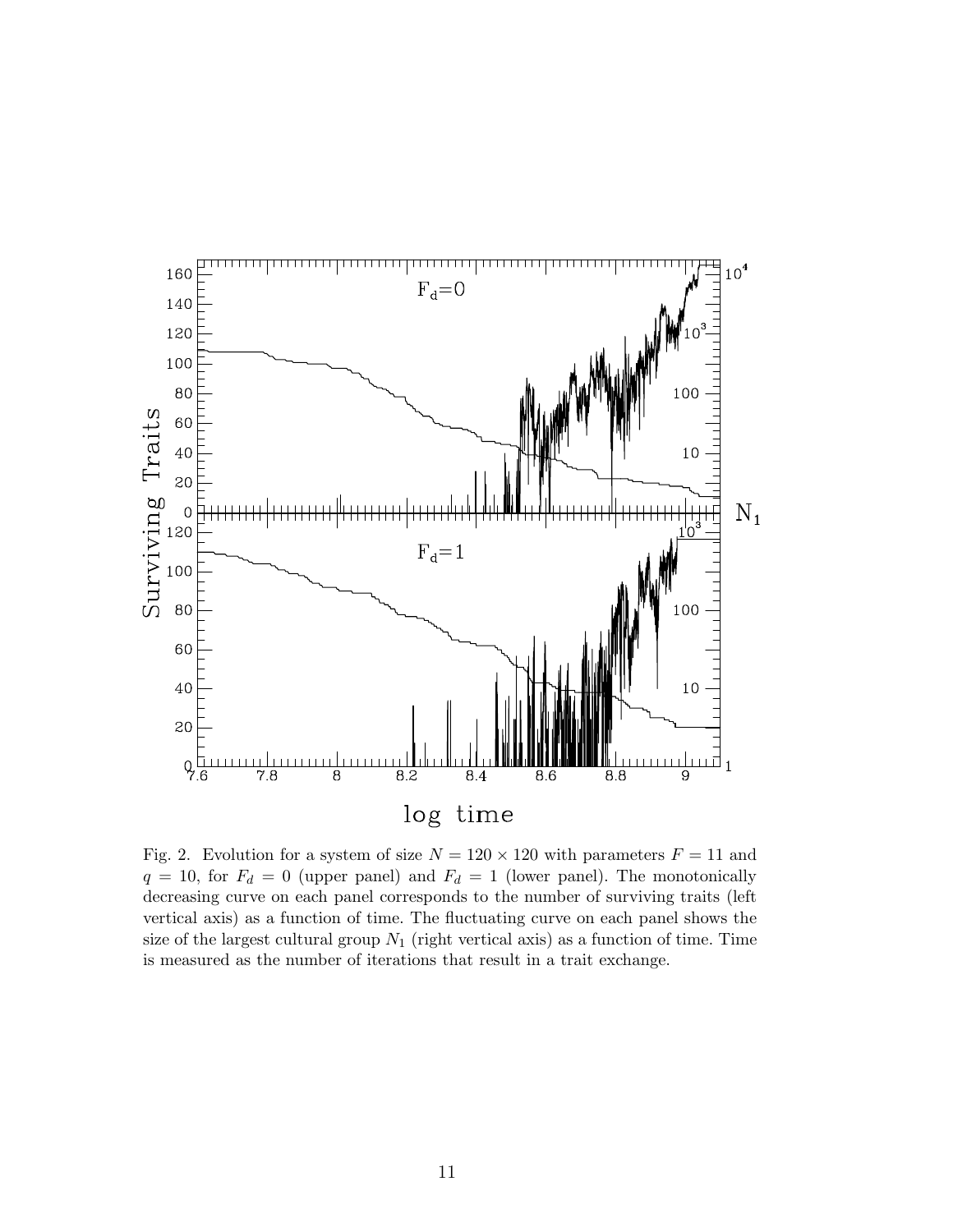Fig. 2. Evolution for a system of size $N = 120 \times 120$ with parameters $F = 11$ and $q = 10$, for $F_d = 0$ (upper panel) and $F_d = 1$ (lower panel). The monotonically decreasing curve on each panel corresponds to the number of surviving traits (left vertical axis) as a function of time. The fluctuating curve on each panel shows the size of the largest cultural group $N_1$ (right vertical axis) as a function of time. Time is measured as the number of iterations that result in a trait exchange.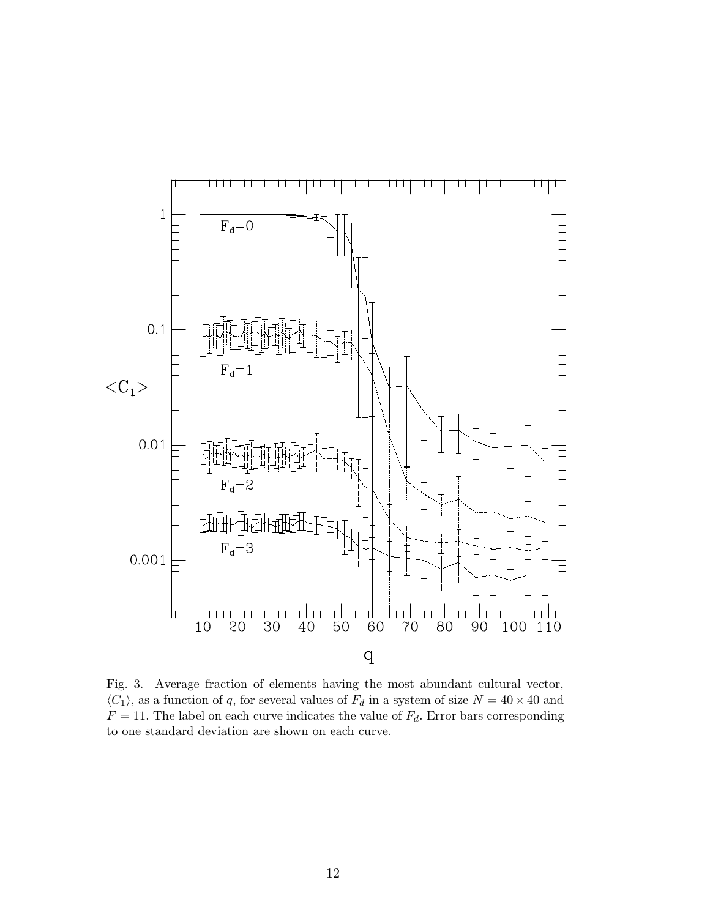Fig. 3. Average fraction of elements having the most abundant cultural vector, $\langle C_1 \rangle$, as a function of $q$, for several values of $F_d$ in a system of size $N = 40 \times 40$ and $F = 11$. The label on each curve indicates the value of $F_d$. Error bars corresponding to one standard deviation are shown on each curve.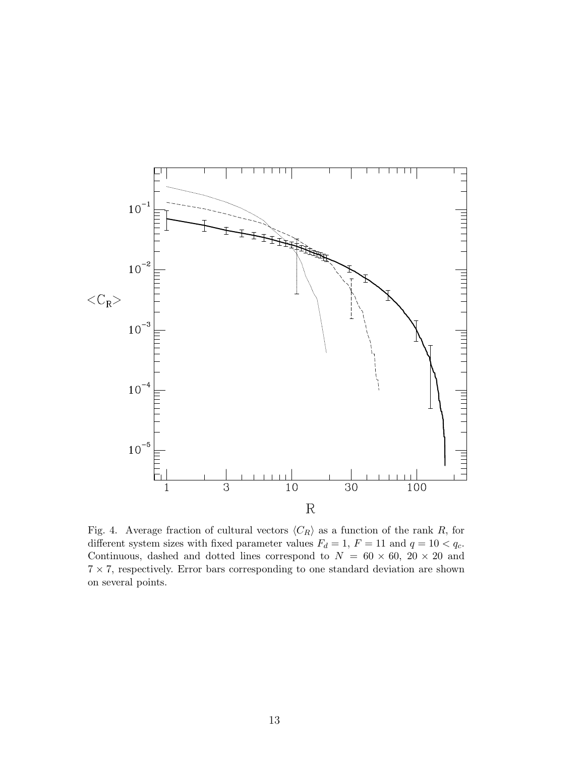Fig. 4. Average fraction of cultural vectors $\langle C_R \rangle$ as a function of the rank $R$, for different system sizes with fixed parameter values $F_d = 1$, $F = 11$ and $q = 10 < q_c$. Continuous, dashed and dotted lines correspond to $N = 60 \times 60$, $20 \times 20$ and $7 \times 7$, respectively. Error bars corresponding to one standard deviation are shown on several points.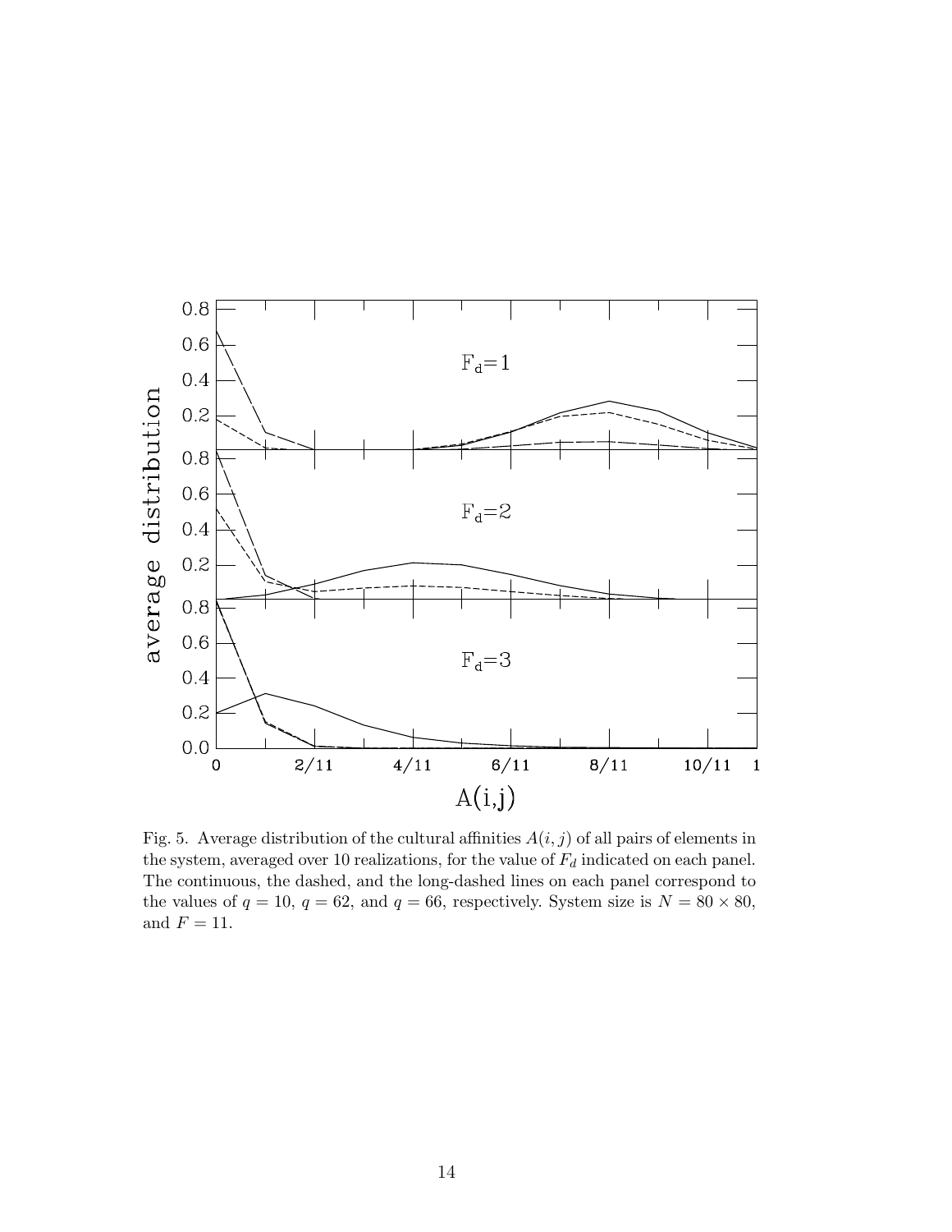Fig. 5. Average distribution of the cultural affinities $A(i, j)$ of all pairs of elements in the system, averaged over 10 realizations, for the value of $F_d$ indicated on each panel. The continuous, the dashed, and the long-dashed lines on each panel correspond to the values of $q = 10$, $q = 62$, and $q = 66$, respectively. System size is $N = 80 \times 80$, and $F = 11$.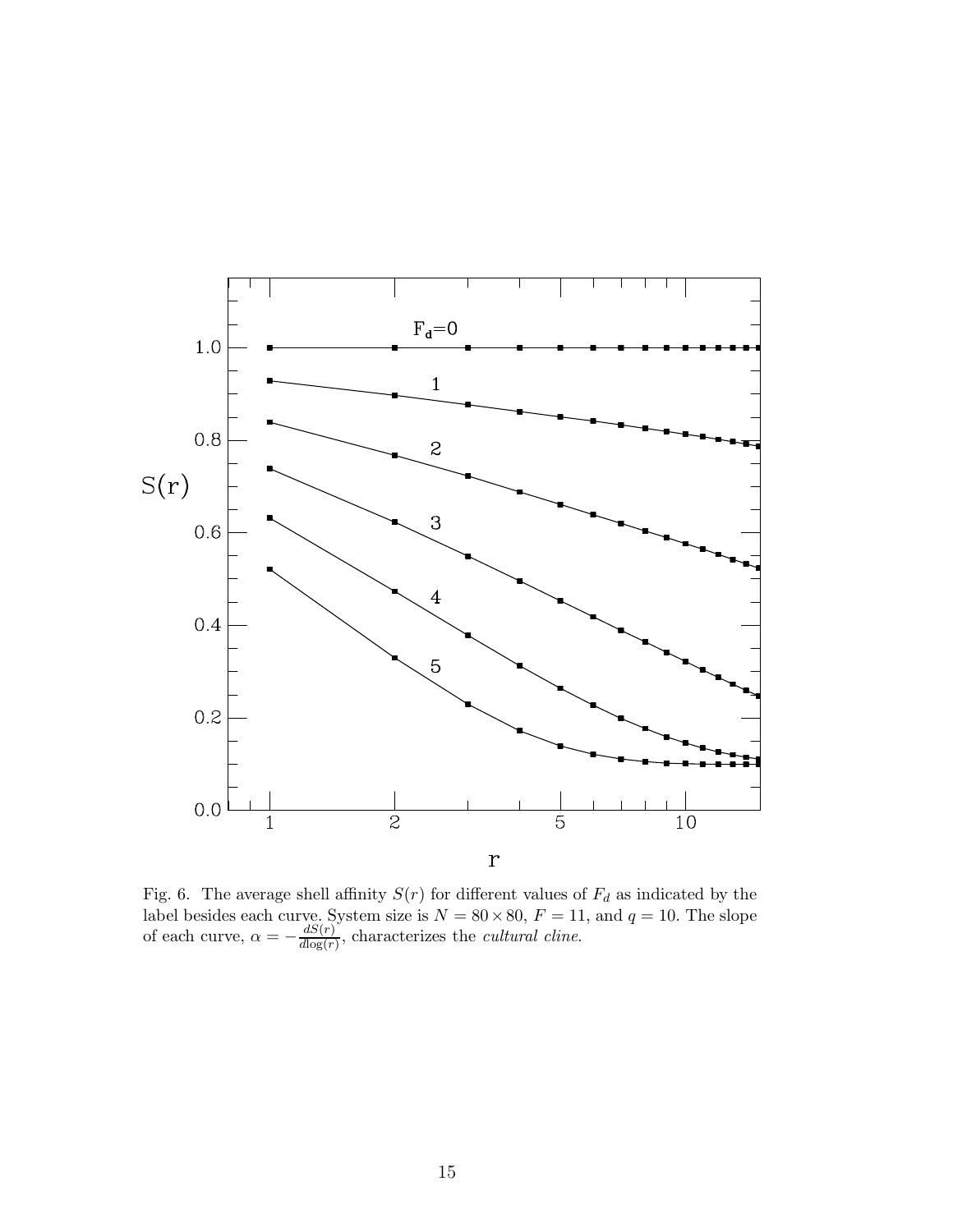$F_d$=0

1

2

3

4

5

1.0

0.8

0.6

0.4

0.2

0.0

S(r)

1

2

5

10

r

Fig. 6. The average shell affinity $S(r)$ for different values of $F_d$ as indicated by the label besides each curve. System size is $N = 80 \times 80$, $F = 11$, and $q = 10$. The slope of each curve, $\alpha = -\frac{dS(r)}{d\log(r)}$, characterizes the *cultural cline*.